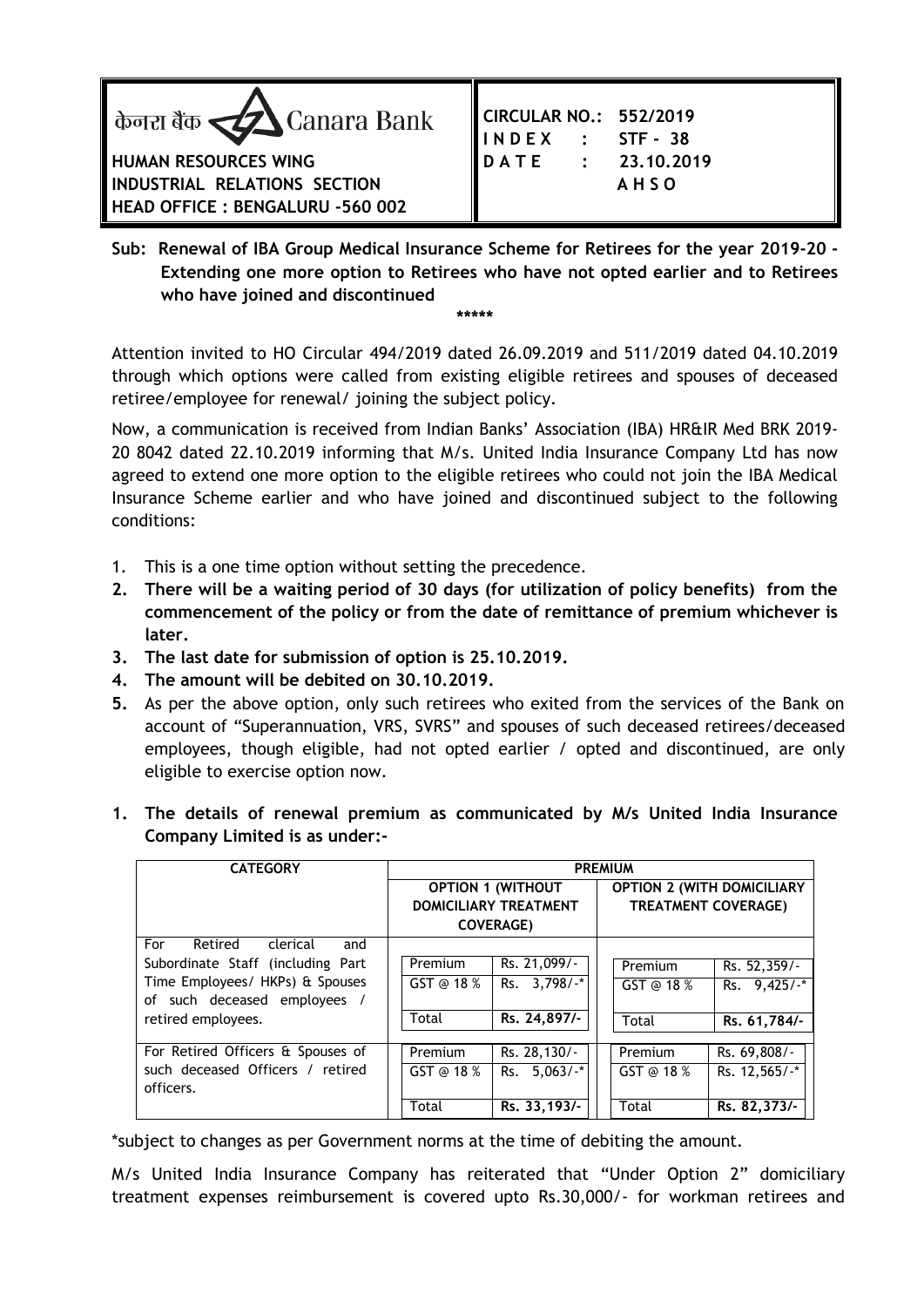केनरा बैंक Canara Bank

**HUMAN RESOURCES WING**
**INDUSTRIAL RELATIONS SECTION**
**HEAD OFFICE : BENGALURU -560 002**

**CIRCULAR NO.: 552/2019**
**I N D E X : STF - 38**
**D A T E : 23.10.2019**
**A H S O**

**Sub: Renewal of IBA Group Medical Insurance Scheme for Retirees for the year 2019-20 - Extending one more option to Retirees who have not opted earlier and to Retirees who have joined and discontinued**

\*\*\*\*\*

Attention invited to HO Circular 494/2019 dated 26.09.2019 and 511/2019 dated 04.10.2019 through which options were called from existing eligible retirees and spouses of deceased retiree/employee for renewal/ joining the subject policy.

Now, a communication is received from Indian Banks' Association (IBA) HR&IR Med BRK 2019-20 8042 dated 22.10.2019 informing that M/s. United India Insurance Company Ltd has now agreed to extend one more option to the eligible retirees who could not join the IBA Medical Insurance Scheme earlier and who have joined and discontinued subject to the following conditions:

1. This is a one time option without setting the precedence.
2. **There will be a waiting period of 30 days (for utilization of policy benefits) from the commencement of the policy or from the date of remittance of premium whichever is later.**
3. **The last date for submission of option is 25.10.2019.**
4. **The amount will be debited on 30.10.2019.**
5. As per the above option, only such retirees who exited from the services of the Bank on account of "Superannuation, VRS, SVRS" and spouses of such deceased retirees/deceased employees, though eligible, had not opted earlier / opted and discontinued, are only eligible to exercise option now.

1. **The details of renewal premium as communicated by M/s United India Insurance Company Limited is as under:-**

| CATEGORY | PREMIUM | | | |
|---|---|---|---|---|
| | OPTION 1 (WITHOUT DOMICILIARY TREATMENT COVERAGE) | | OPTION 2 (WITH DOMICILIARY TREATMENT COVERAGE) | |
| For Retired clerical and Subordinate Staff (including Part Time Employees/ HKPs) & Spouses of such deceased employees / retired employees. | Premium | Rs. 21,099/- | Premium | Rs. 52,359/- |
| | GST @ 18 % | Rs. 3,798/-* | GST @ 18 % | Rs. 9,425/-* |
| | Total | **Rs. 24,897/-** | Total | **Rs. 61,784/-** |
| For Retired Officers & Spouses of such deceased Officers / retired officers. | Premium | Rs. 28,130/- | Premium | Rs. 69,808/- |
| | GST @ 18 % | Rs. 5,063/-* | GST @ 18 % | Rs. 12,565/-* |
| | Total | **Rs. 33,193/-** | Total | **Rs. 82,373/-** |

\*subject to changes as per Government norms at the time of debiting the amount.

M/s United India Insurance Company has reiterated that "Under Option 2" domiciliary treatment expenses reimbursement is covered upto Rs.30,000/- for workman retirees and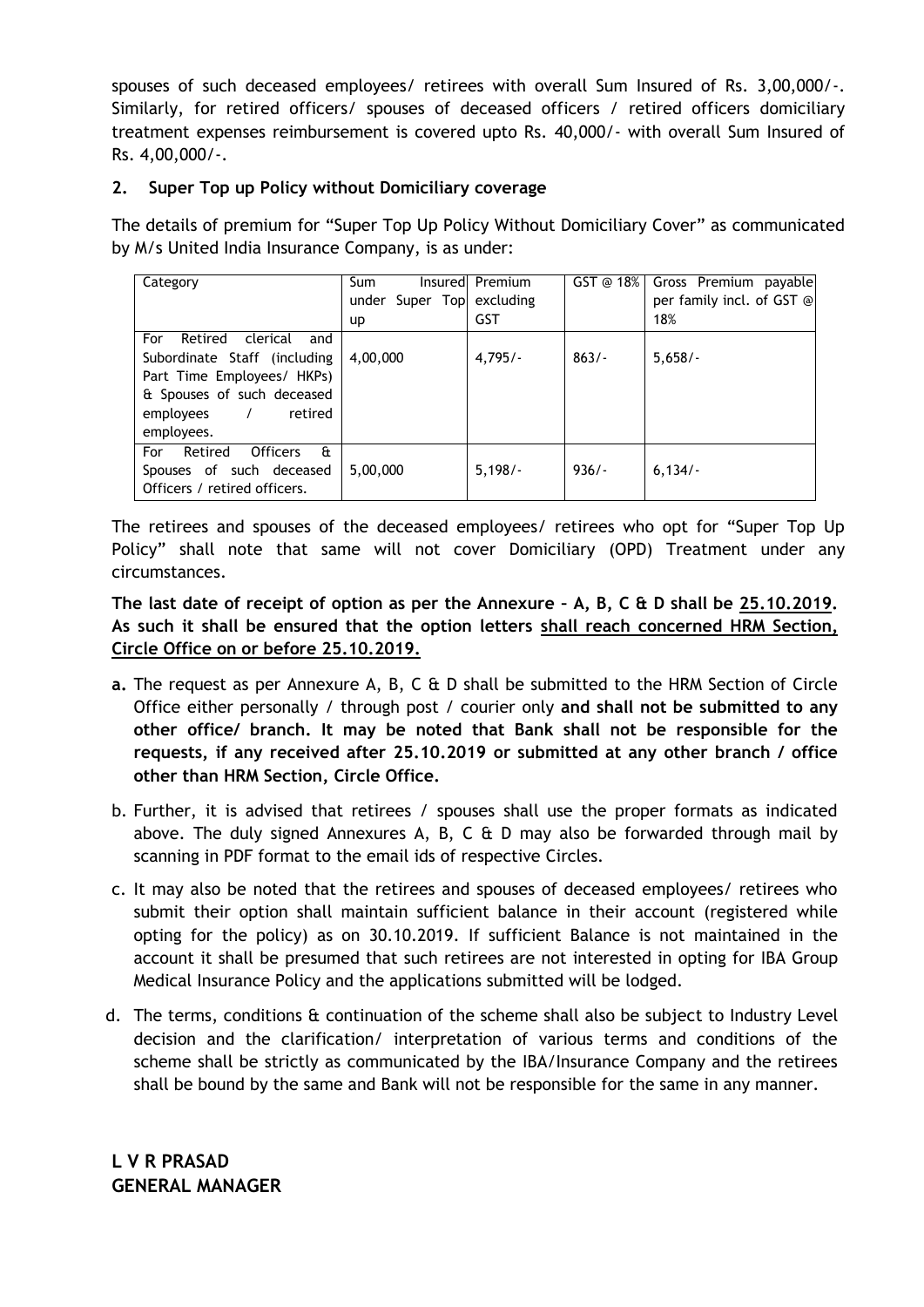spouses of such deceased employees/ retirees with overall Sum Insured of Rs. 3,00,000/-. Similarly, for retired officers/ spouses of deceased officers / retired officers domiciliary treatment expenses reimbursement is covered upto Rs. 40,000/- with overall Sum Insured of Rs. 4,00,000/-.

**2. Super Top up Policy without Domiciliary coverage**

The details of premium for "Super Top Up Policy Without Domiciliary Cover" as communicated by M/s United India Insurance Company, is as under:

| Category | Sum Insured under Super Top up | Premium excluding GST | GST @ 18% | Gross Premium payable per family incl. of GST @ 18% |
|---|---|---|---|---|
| For Retired clerical and Subordinate Staff (including Part Time Employees/ HKPs) & Spouses of such deceased employees / retired employees. | 4,00,000 | 4,795/- | 863/- | 5,658/- |
| For Retired Officers & Spouses of such deceased Officers / retired officers. | 5,00,000 | 5,198/- | 936/- | 6,134/- |

The retirees and spouses of the deceased employees/ retirees who opt for "Super Top Up Policy" shall note that same will not cover Domiciliary (OPD) Treatment under any circumstances.

**The last date of receipt of option as per the Annexure – A, B, C & D shall be <u>25.10.2019</u>. As such it shall be ensured that the option letters <u>shall reach concerned HRM Section, Circle Office on or before 25.10.2019.</u>**

a. The request as per Annexure A, B, C & D shall be submitted to the HRM Section of Circle Office either personally / through post / courier only **and shall not be submitted to any other office/ branch. It may be noted that Bank shall not be responsible for the requests, if any received after 25.10.2019 or submitted at any other branch / office other than HRM Section, Circle Office.**

b. Further, it is advised that retirees / spouses shall use the proper formats as indicated above. The duly signed Annexures A, B, C & D may also be forwarded through mail by scanning in PDF format to the email ids of respective Circles.

c. It may also be noted that the retirees and spouses of deceased employees/ retirees who submit their option shall maintain sufficient balance in their account (registered while opting for the policy) as on 30.10.2019. If sufficient Balance is not maintained in the account it shall be presumed that such retirees are not interested in opting for IBA Group Medical Insurance Policy and the applications submitted will be lodged.

d. The terms, conditions & continuation of the scheme shall also be subject to Industry Level decision and the clarification/ interpretation of various terms and conditions of the scheme shall be strictly as communicated by the IBA/Insurance Company and the retirees shall be bound by the same and Bank will not be responsible for the same in any manner.

**L V R PRASAD**
**GENERAL MANAGER**